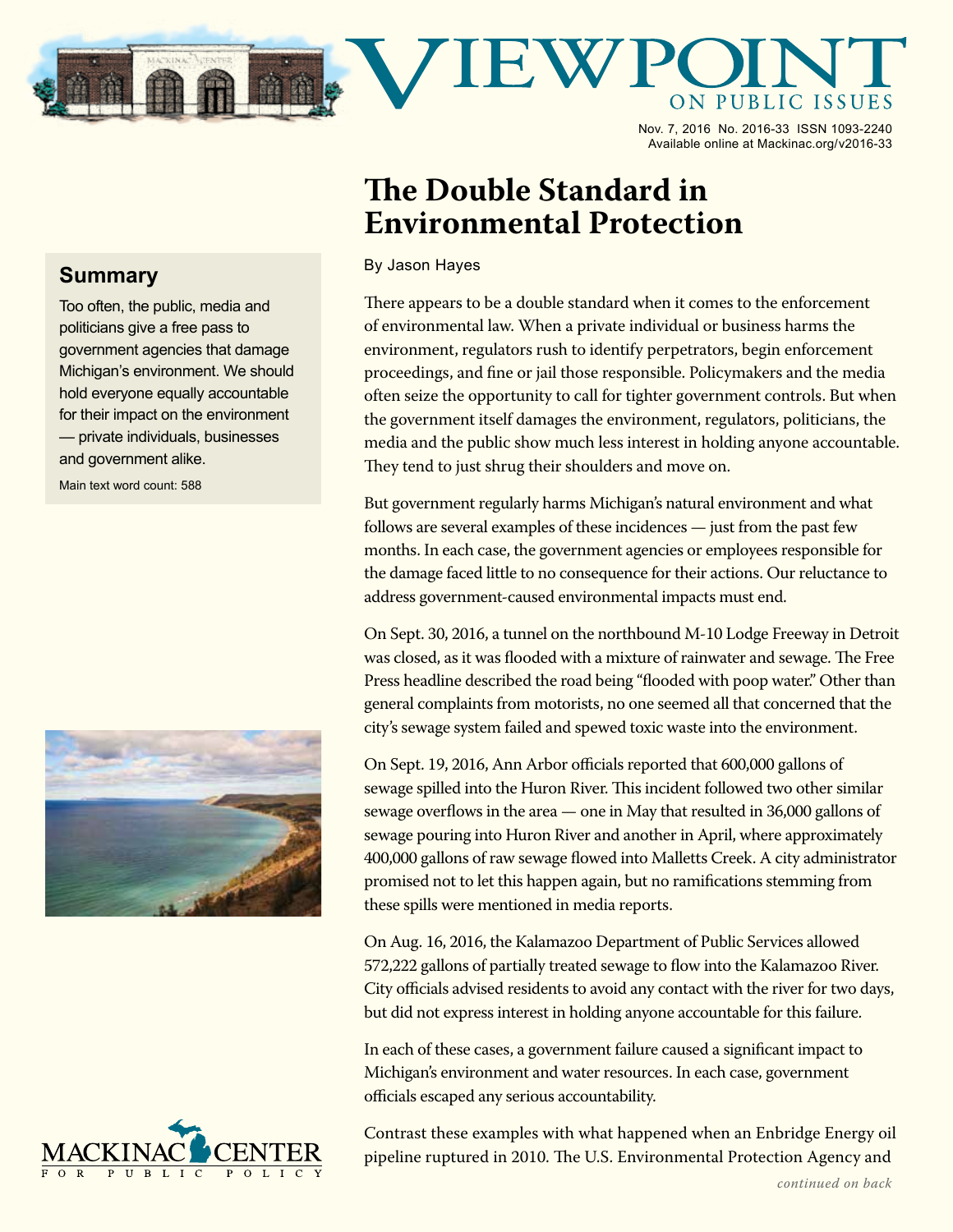# Viewpoint on Public Issues

Nov. 7, 2016 No. 2016-33 ISSN 1093-2240
Available online at Mackinac.org/v2016-33

## The Double Standard in Environmental Protection

By Jason Hayes

### Summary

Too often, the public, media and politicians give a free pass to government agencies that damage Michigan's environment. We should hold everyone equally accountable for their impact on the environment — private individuals, businesses and government alike.

Main text word count: 588

There appears to be a double standard when it comes to the enforcement of environmental law. When a private individual or business harms the environment, regulators rush to identify perpetrators, begin enforcement proceedings, and fine or jail those responsible. Policymakers and the media often seize the opportunity to call for tighter government controls. But when the government itself damages the environment, regulators, politicians, the media and the public show much less interest in holding anyone accountable. They tend to just shrug their shoulders and move on.

But government regularly harms Michigan's natural environment and what follows are several examples of these incidences — just from the past few months. In each case, the government agencies or employees responsible for the damage faced little to no consequence for their actions. Our reluctance to address government-caused environmental impacts must end.

On Sept. 30, 2016, a tunnel on the northbound M-10 Lodge Freeway in Detroit was closed, as it was flooded with a mixture of rainwater and sewage. The Free Press headline described the road being "flooded with poop water." Other than general complaints from motorists, no one seemed all that concerned that the city's sewage system failed and spewed toxic waste into the environment.

On Sept. 19, 2016, Ann Arbor officials reported that 600,000 gallons of sewage spilled into the Huron River. This incident followed two other similar sewage overflows in the area — one in May that resulted in 36,000 gallons of sewage pouring into Huron River and another in April, where approximately 400,000 gallons of raw sewage flowed into Malletts Creek. A city administrator promised not to let this happen again, but no ramifications stemming from these spills were mentioned in media reports.

On Aug. 16, 2016, the Kalamazoo Department of Public Services allowed 572,222 gallons of partially treated sewage to flow into the Kalamazoo River. City officials advised residents to avoid any contact with the river for two days, but did not express interest in holding anyone accountable for this failure.

In each of these cases, a government failure caused a significant impact to Michigan's environment and water resources. In each case, government officials escaped any serious accountability.

Contrast these examples with what happened when an Enbridge Energy oil pipeline ruptured in 2010. The U.S. Environmental Protection Agency and

*continued on back*

MACKINAC CENTER FOR PUBLIC POLICY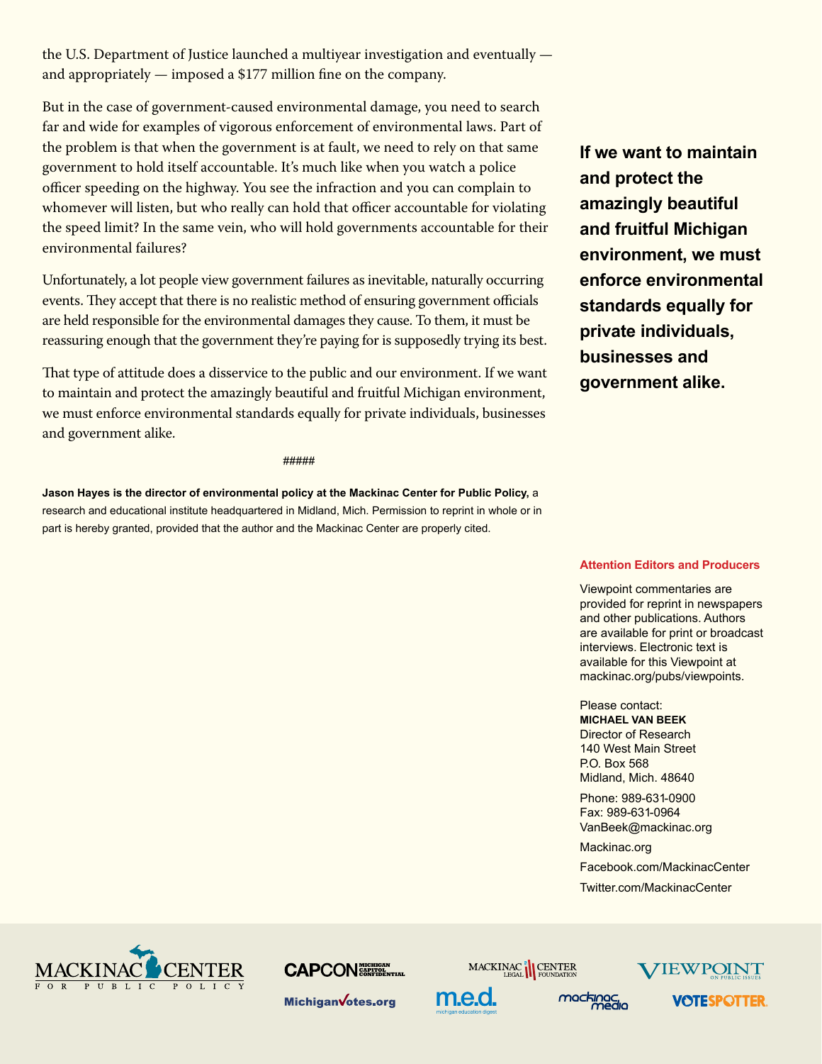the U.S. Department of Justice launched a multiyear investigation and eventually — and appropriately — imposed a $177 million fine on the company.

But in the case of government-caused environmental damage, you need to search far and wide for examples of vigorous enforcement of environmental laws. Part of the problem is that when the government is at fault, we need to rely on that same government to hold itself accountable. It's much like when you watch a police officer speeding on the highway. You see the infraction and you can complain to whomever will listen, but who really can hold that officer accountable for violating the speed limit? In the same vein, who will hold governments accountable for their environmental failures?

Unfortunately, a lot people view government failures as inevitable, naturally occurring events. They accept that there is no realistic method of ensuring government officials are held responsible for the environmental damages they cause. To them, it must be reassuring enough that the government they're paying for is supposedly trying its best.

That type of attitude does a disservice to the public and our environment. If we want to maintain and protect the amazingly beautiful and fruitful Michigan environment, we must enforce environmental standards equally for private individuals, businesses and government alike.

**If we want to maintain and protect the amazingly beautiful and fruitful Michigan environment, we must enforce environmental standards equally for private individuals, businesses and government alike.**

#####

**Jason Hayes is the director of environmental policy at the Mackinac Center for Public Policy,** a research and educational institute headquartered in Midland, Mich. Permission to reprint in whole or in part is hereby granted, provided that the author and the Mackinac Center are properly cited.

**Attention Editors and Producers**

Viewpoint commentaries are provided for reprint in newspapers and other publications. Authors are available for print or broadcast interviews. Electronic text is available for this Viewpoint at mackinac.org/pubs/viewpoints.

Please contact:
**MICHAEL VAN BEEK**
Director of Research
140 West Main Street
P.O. Box 568
Midland, Mich. 48640

Phone: 989-631-0900
Fax: 989-631-0964
VanBeek@mackinac.org

Mackinac.org

Facebook.com/MackinacCenter

Twitter.com/MackinacCenter

MACKINAC CENTER FOR PUBLIC POLICY

CAPCON MICHIGAN CAPITOL CONFIDENTIAL

MichiganVotes.org

MACKINAC CENTER LEGAL FOUNDATION

m.e.d. michigan education digest

mackinac media

VIEWPOINT ON PUBLIC ISSUES

VOTESPOTTER